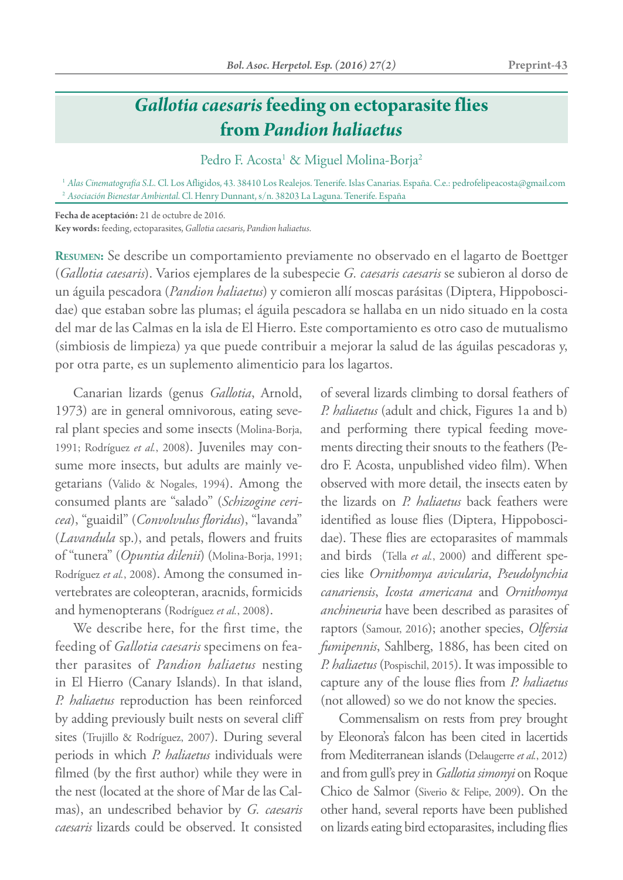# *Gallotia caesaris* feeding on ectoparasite flies from *Pandion haliaetus*

Pedro F. Acosta[1] & Miguel Molina-Borja[2]

[1] *Alas Cinematografía S.L.* Cl. Los Afligidos, 43. 38410 Los Realejos. Tenerife. Islas Canarias. España. C.e.: pedrofelipeacosta@gmail.com
[2] *Asociación Bienestar Ambiental.* Cl. Henry Dunnant, s/n. 38203 La Laguna. Tenerife. España

**Fecha de aceptación:** 21 de octubre de 2016.
**Key words:** feeding, ectoparasites, *Gallotia caesaris, Pandion haliaetus.*

**Resumen:** Se describe un comportamiento previamente no observado en el lagarto de Boettger (*Gallotia caesaris*). Varios ejemplares de la subespecie *G. caesaris caesaris* se subieron al dorso de un águila pescadora (*Pandion haliaetus*) y comieron allí moscas parásitas (Diptera, Hippoboscidae) que estaban sobre las plumas; el águila pescadora se hallaba en un nido situado en la costa del mar de las Calmas en la isla de El Hierro. Este comportamiento es otro caso de mutualismo (simbiosis de limpieza) ya que puede contribuir a mejorar la salud de las águilas pescadoras y, por otra parte, es un suplemento alimenticio para los lagartos.

Canarian lizards (genus *Gallotia*, Arnold, 1973) are in general omnivorous, eating several plant species and some insects (Molina-Borja, 1991; Rodríguez *et al.*, 2008). Juveniles may consume more insects, but adults are mainly vegetarians (Valido & Nogales, 1994). Among the consumed plants are "salado" (*Schizogine cericea*), "guaidil" (*Convolvulus floridus*), "lavanda" (*Lavandula* sp.), and petals, flowers and fruits of "tunera" (*Opuntia dilenii*) (Molina-Borja, 1991; Rodríguez *et al.*, 2008). Among the consumed invertebrates are coleopteran, aracnids, formicids and hymenopterans (Rodríguez *et al.*, 2008).

We describe here, for the first time, the feeding of *Gallotia caesaris* specimens on feather parasites of *Pandion haliaetus* nesting in El Hierro (Canary Islands). In that island, *P. haliaetus* reproduction has been reinforced by adding previously built nests on several cliff sites (Trujillo & Rodríguez, 2007). During several periods in which *P. haliaetus* individuals were filmed (by the first author) while they were in the nest (located at the shore of Mar de las Calmas), an undescribed behavior by *G. caesaris caesaris* lizards could be observed. It consisted of several lizards climbing to dorsal feathers of *P. haliaetus* (adult and chick, Figures 1a and b) and performing there typical feeding movements directing their snouts to the feathers (Pedro F. Acosta, unpublished video film). When observed with more detail, the insects eaten by the lizards on *P. haliaetus* back feathers were identified as louse flies (Diptera, Hippoboscidae). These flies are ectoparasites of mammals and birds (Tella *et al.*, 2000) and different species like *Ornithomya avicularia*, *Pseudolynchia canariensis*, *Icosta americana* and *Ornithomya anchineuria* have been described as parasites of raptors (Samour, 2016); another species, *Olfersia fumipennis*, Sahlberg, 1886, has been cited on *P. haliaetus* (Pospischil, 2015). It was impossible to capture any of the louse flies from *P. haliaetus* (not allowed) so we do not know the species.

Commensalism on rests from prey brought by Eleonora's falcon has been cited in lacertids from Mediterranean islands (Delaugerre *et al.*, 2012) and from gull's prey in *Gallotia simonyi* on Roque Chico de Salmor (Siverio & Felipe, 2009). On the other hand, several reports have been published on lizards eating bird ectoparasites, including flies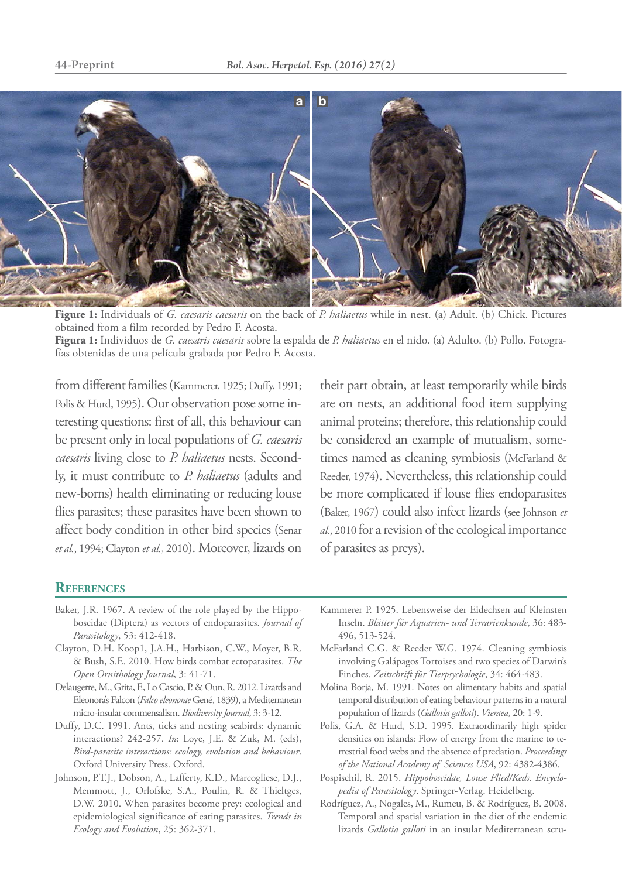**Figure 1:** Individuals of *G. caesaris caesaris* on the back of *P. haliaetus* while in nest. (a) Adult. (b) Chick. Pictures obtained from a film recorded by Pedro F. Acosta.

**Figura 1:** Individuos de *G. caesaris caesaris* sobre la espalda de *P. haliaetus* en el nido. (a) Adulto. (b) Pollo. Fotografías obtenidas de una película grabada por Pedro F. Acosta.

from different families (Kammerer, 1925; Duffy, 1991; Polis & Hurd, 1995). Our observation pose some interesting questions: first of all, this behaviour can be present only in local populations of *G. caesaris caesaris* living close to *P. haliaetus* nests. Secondly, it must contribute to *P. haliaetus* (adults and new-borns) health eliminating or reducing louse flies parasites; these parasites have been shown to affect body condition in other bird species (Senar *et al.*, 1994; Clayton *et al.*, 2010). Moreover, lizards on their part obtain, at least temporarily while birds are on nests, an additional food item supplying animal proteins; therefore, this relationship could be considered an example of mutualism, sometimes named as cleaning symbiosis (McFarland & Reeder, 1974). Nevertheless, this relationship could be more complicated if louse flies endoparasites (Baker, 1967) could also infect lizards (see Johnson *et al.*, 2010 for a revision of the ecological importance of parasites as preys).

## References

- Baker, J.R. 1967. A review of the role played by the Hippoboscidae (Diptera) as vectors of endoparasites. *Journal of Parasitology*, 53: 412-418.
- Clayton, D.H. Koop1, J.A.H., Harbison, C.W., Moyer, B.R. & Bush, S.E. 2010. How birds combat ectoparasites. *The Open Ornithology Journal*, 3: 41-71.
- Delaugerre, M., Grita, F., Lo Cascio, P. & Oun, R. 2012. Lizards and Eleonora's Falcon (*Falco eleonorae* Gené, 1839), a Mediterranean micro-insular commensalism. *Biodiversity Journal*, 3: 3-12.
- Duffy, D.C. 1991. Ants, ticks and nesting seabirds: dynamic interactions? 242-257. *In*: Loye, J.E. & Zuk, M. (eds), *Bird-parasite interactions: ecology, evolution and behaviour*. Oxford University Press. Oxford.
- Johnson, P.T.J., Dobson, A., Lafferty, K.D., Marcogliese, D.J., Memmott, J., Orlofske, S.A., Poulin, R. & Thieltges, D.W. 2010. When parasites become prey: ecological and epidemiological significance of eating parasites. *Trends in Ecology and Evolution*, 25: 362-371.
- Kammerer P. 1925. Lebensweise der Eidechsen auf Kleinsten Inseln. *Blätter für Aquarien- und Terrarienkunde*, 36: 483-496, 513-524.
- McFarland C.G. & Reeder W.G. 1974. Cleaning symbiosis involving Galápagos Tortoises and two species of Darwin's Finches. *Zeitschrift für Tierpsychologie*, 34: 464-483.
- Molina Borja, M. 1991. Notes on alimentary habits and spatial temporal distribution of eating behaviour patterns in a natural population of lizards (*Gallotia galloti*). *Vieraea*, 20: 1-9.
- Polis, G.A. & Hurd, S.D. 1995. Extraordinarily high spider densities on islands: Flow of energy from the marine to terrestrial food webs and the absence of predation. *Proceedings of the National Academy of Sciences USA*, 92: 4382-4386.
- Pospischil, R. 2015. *Hippoboscidae, Louse Flied/Keds. Encyclopedia of Parasitology*. Springer-Verlag. Heidelberg.
- Rodríguez, A., Nogales, M., Rumeu, B. & Rodríguez, B. 2008. Temporal and spatial variation in the diet of the endemic lizards *Gallotia galloti* in an insular Mediterranean scru-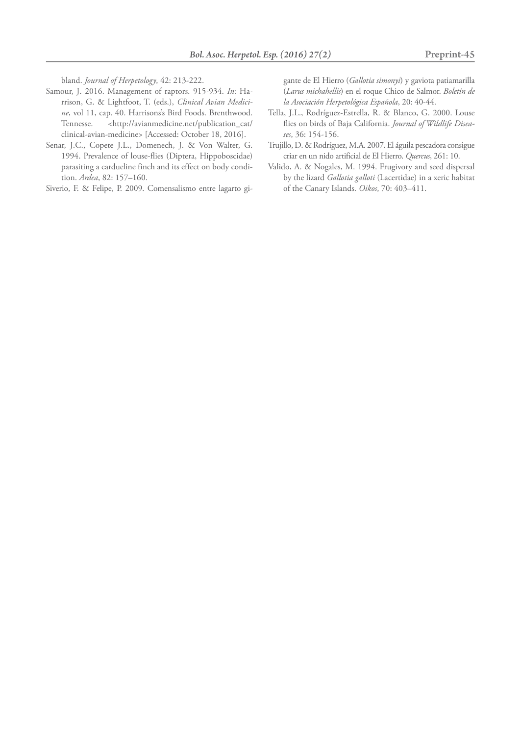bland. *Journal of Herpetology*, 42: 213-222.

Samour, J. 2016. Management of raptors. 915-934. *In*: Harrison, G. & Lightfoot, T. (eds.), *Clinical Avian Medicine*, vol 11, cap. 40. Harrisons's Bird Foods. Brenthwood. Tennesse. <http://avianmedicine.net/publication_cat/clinical-avian-medicine> [Accessed: October 18, 2016].

Senar, J.C., Copete J.L., Domenech, J. & Von Walter, G. 1994. Prevalence of louse-flies (Diptera, Hippoboscidae) parasiting a cardueline finch and its effect on body condition. *Ardea*, 82: 157–160.

Siverio, F. & Felipe, P. 2009. Comensalismo entre lagarto gigante de El Hierro (*Gallotia simonyi*) y gaviota patiamarilla (*Larus michahellis*) en el roque Chico de Salmor. *Boletín de la Asociación Herpetológica Española*, 20: 40-44.

Tella, J.L., Rodríguez-Estrella, R. & Blanco, G. 2000. Louse flies on birds of Baja California. *Journal of Wildlife Diseases*, 36: 154-156.

Trujillo, D. & Rodríguez, M.A. 2007. El águila pescadora consigue criar en un nido artificial de El Hierro. *Quercus*, 261: 10.

Valido, A. & Nogales, M. 1994. Frugivory and seed dispersal by the lizard *Gallotia galloti* (Lacertidae) in a xeric habitat of the Canary Islands. *Oikos*, 70: 403–411.